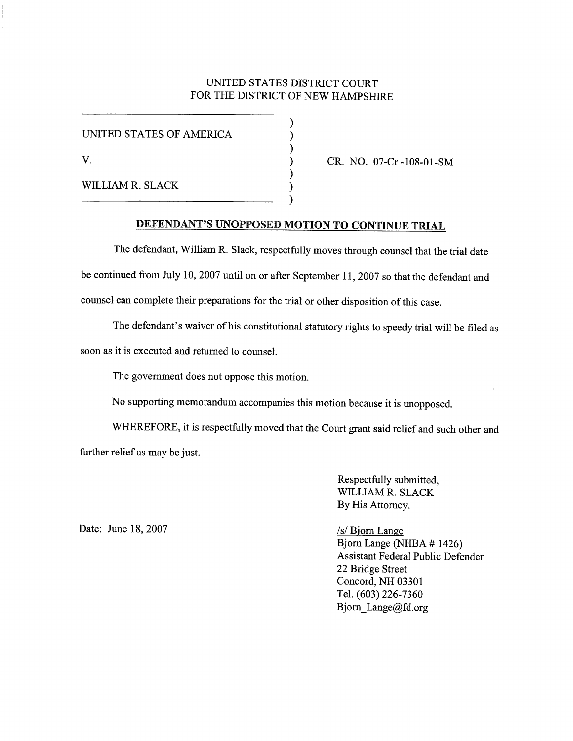UNITED STATES DISTRICT COURT
FOR THE DISTRICT OF NEW HAMPSHIRE

UNITED STATES OF AMERICA

V.

WILLIAM R. SLACK

CR. NO. 07-Cr -108-01-SM

## DEFENDANT'S UNOPPOSED MOTION TO CONTINUE TRIAL

The defendant, William R. Slack, respectfully moves through counsel that the trial date be continued from July 10, 2007 until on or after September 11, 2007 so that the defendant and counsel can complete their preparations for the trial or other disposition of this case.

The defendant's waiver of his constitutional statutory rights to speedy trial will be filed as soon as it is executed and returned to counsel.

The government does not oppose this motion.

No supporting memorandum accompanies this motion because it is unopposed.

WHEREFORE, it is respectfully moved that the Court grant said relief and such other and further relief as may be just.

Respectfully submitted,
WILLIAM R. SLACK
By His Attorney,

Date: June 18, 2007

/s/ Bjorn Lange
Bjorn Lange (NHBA # 1426)
Assistant Federal Public Defender
22 Bridge Street
Concord, NH 03301
Tel. (603) 226-7360
Bjorn_Lange@fd.org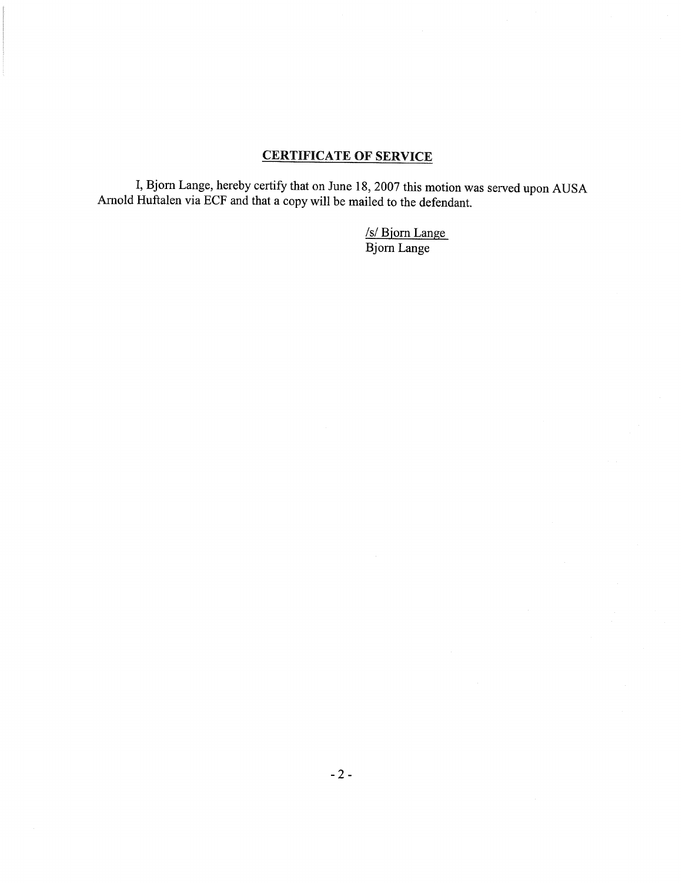## CERTIFICATE OF SERVICE

I, Bjorn Lange, hereby certify that on June 18, 2007 this motion was served upon AUSA Arnold Huftalen via ECF and that a copy will be mailed to the defendant.

/s/ Bjorn Lange
Bjorn Lange